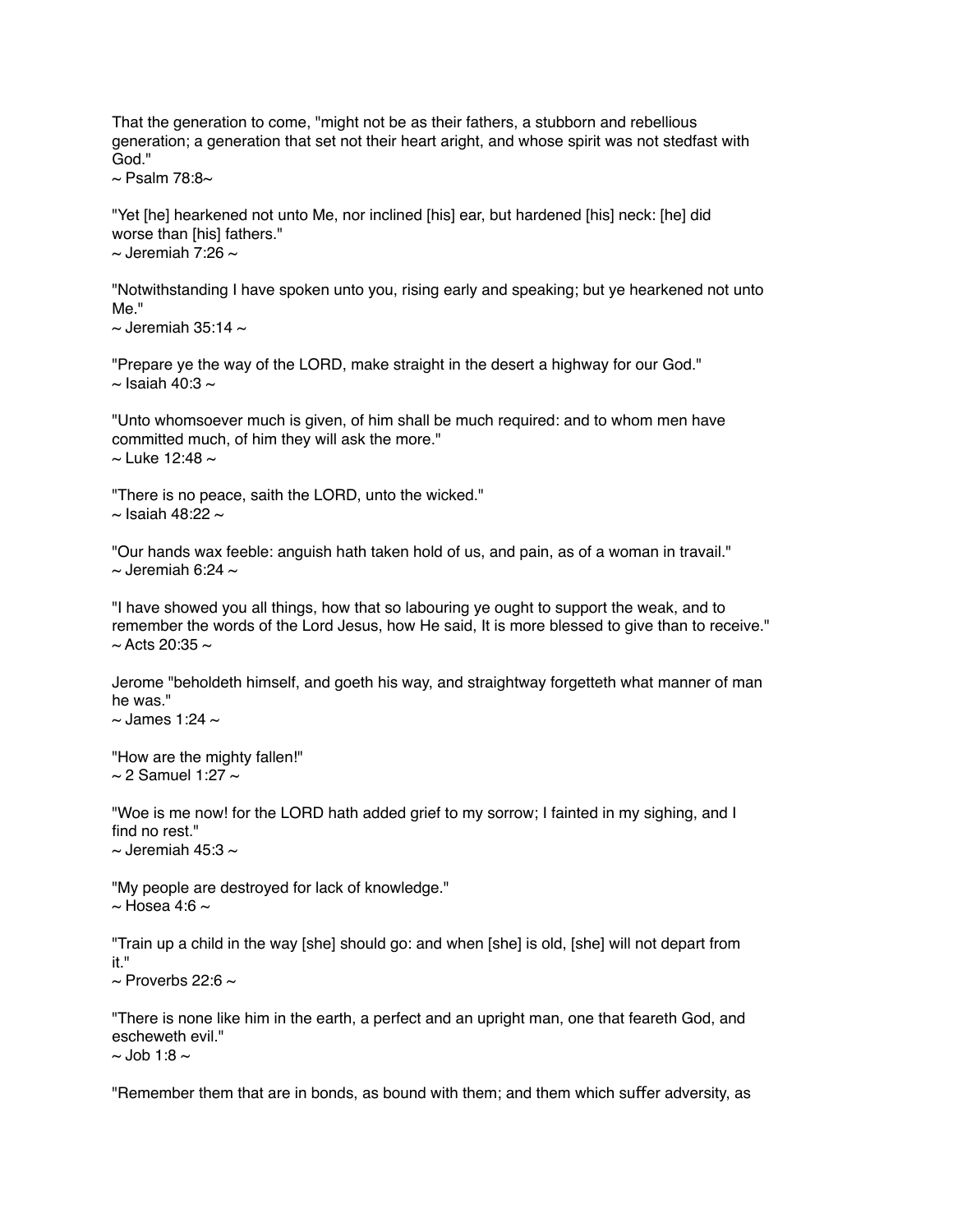That the generation to come, "might not be as their fathers, a stubborn and rebellious generation; a generation that set not their heart aright, and whose spirit was not stedfast with God."
~ Psalm 78:8~

"Yet [he] hearkened not unto Me, nor inclined [his] ear, but hardened [his] neck: [he] did worse than [his] fathers."
~ Jeremiah 7:26 ~

"Notwithstanding I have spoken unto you, rising early and speaking; but ye hearkened not unto Me."
~ Jeremiah 35:14 ~

"Prepare ye the way of the LORD, make straight in the desert a highway for our God."
~ Isaiah 40:3 ~

"Unto whomsoever much is given, of him shall be much required: and to whom men have committed much, of him they will ask the more."
~ Luke 12:48 ~

"There is no peace, saith the LORD, unto the wicked."
~ Isaiah 48:22 ~

"Our hands wax feeble: anguish hath taken hold of us, and pain, as of a woman in travail."
~ Jeremiah 6:24 ~

"I have showed you all things, how that so labouring ye ought to support the weak, and to remember the words of the Lord Jesus, how He said, It is more blessed to give than to receive."
~ Acts 20:35 ~

Jerome "beholdeth himself, and goeth his way, and straightway forgetteth what manner of man he was."
~ James 1:24 ~

"How are the mighty fallen!"
~ 2 Samuel 1:27 ~

"Woe is me now! for the LORD hath added grief to my sorrow; I fainted in my sighing, and I find no rest."
~ Jeremiah 45:3 ~

"My people are destroyed for lack of knowledge."
~ Hosea 4:6 ~

"Train up a child in the way [she] should go: and when [she] is old, [she] will not depart from it."
~ Proverbs 22:6 ~

"There is none like him in the earth, a perfect and an upright man, one that feareth God, and escheweth evil."
~ Job 1:8 ~

"Remember them that are in bonds, as bound with them; and them which suffer adversity, as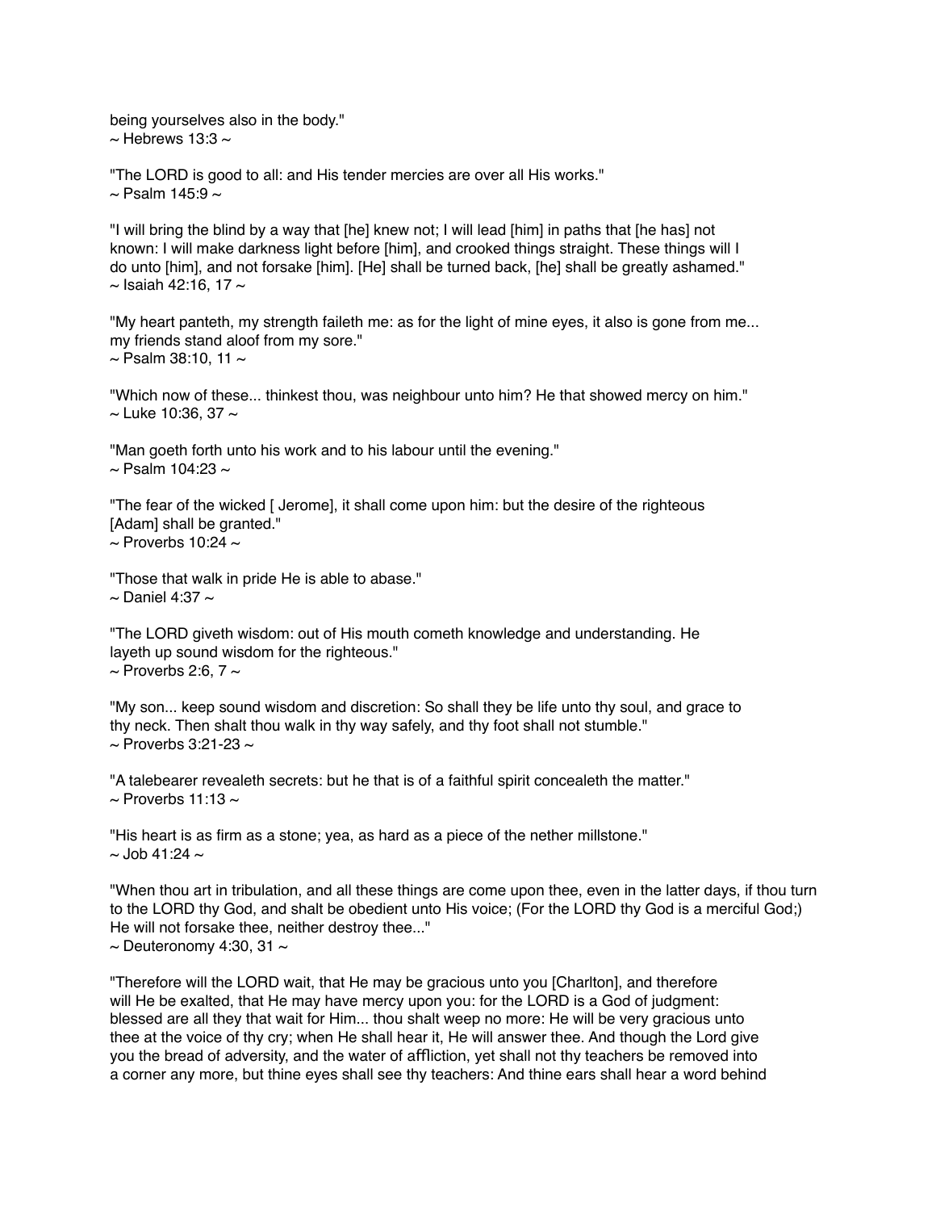being yourselves also in the body."
~ Hebrews 13:3 ~

"The LORD is good to all: and His tender mercies are over all His works."
~ Psalm 145:9 ~

"I will bring the blind by a way that [he] knew not; I will lead [him] in paths that [he has] not known: I will make darkness light before [him], and crooked things straight. These things will I do unto [him], and not forsake [him]. [He] shall be turned back, [he] shall be greatly ashamed."
~ Isaiah 42:16, 17 ~

"My heart panteth, my strength faileth me: as for the light of mine eyes, it also is gone from me... my friends stand aloof from my sore."
~ Psalm 38:10, 11 ~

"Which now of these... thinkest thou, was neighbour unto him? He that showed mercy on him."
~ Luke 10:36, 37 ~

"Man goeth forth unto his work and to his labour until the evening."
~ Psalm 104:23 ~

"The fear of the wicked [ Jerome], it shall come upon him: but the desire of the righteous [Adam] shall be granted."
~ Proverbs 10:24 ~

"Those that walk in pride He is able to abase."
~ Daniel 4:37 ~

"The LORD giveth wisdom: out of His mouth cometh knowledge and understanding. He layeth up sound wisdom for the righteous."
~ Proverbs 2:6, 7 ~

"My son... keep sound wisdom and discretion: So shall they be life unto thy soul, and grace to thy neck. Then shalt thou walk in thy way safely, and thy foot shall not stumble."
~ Proverbs 3:21-23 ~

"A talebearer revealeth secrets: but he that is of a faithful spirit concealeth the matter."
~ Proverbs 11:13 ~

"His heart is as firm as a stone; yea, as hard as a piece of the nether millstone."
~ Job 41:24 ~

"When thou art in tribulation, and all these things are come upon thee, even in the latter days, if thou turn to the LORD thy God, and shalt be obedient unto His voice; (For the LORD thy God is a merciful God;) He will not forsake thee, neither destroy thee..."
~ Deuteronomy 4:30, 31 ~

"Therefore will the LORD wait, that He may be gracious unto you [Charlton], and therefore will He be exalted, that He may have mercy upon you: for the LORD is a God of judgment: blessed are all they that wait for Him... thou shalt weep no more: He will be very gracious unto thee at the voice of thy cry; when He shall hear it, He will answer thee. And though the Lord give you the bread of adversity, and the water of affliction, yet shall not thy teachers be removed into a corner any more, but thine eyes shall see thy teachers: And thine ears shall hear a word behind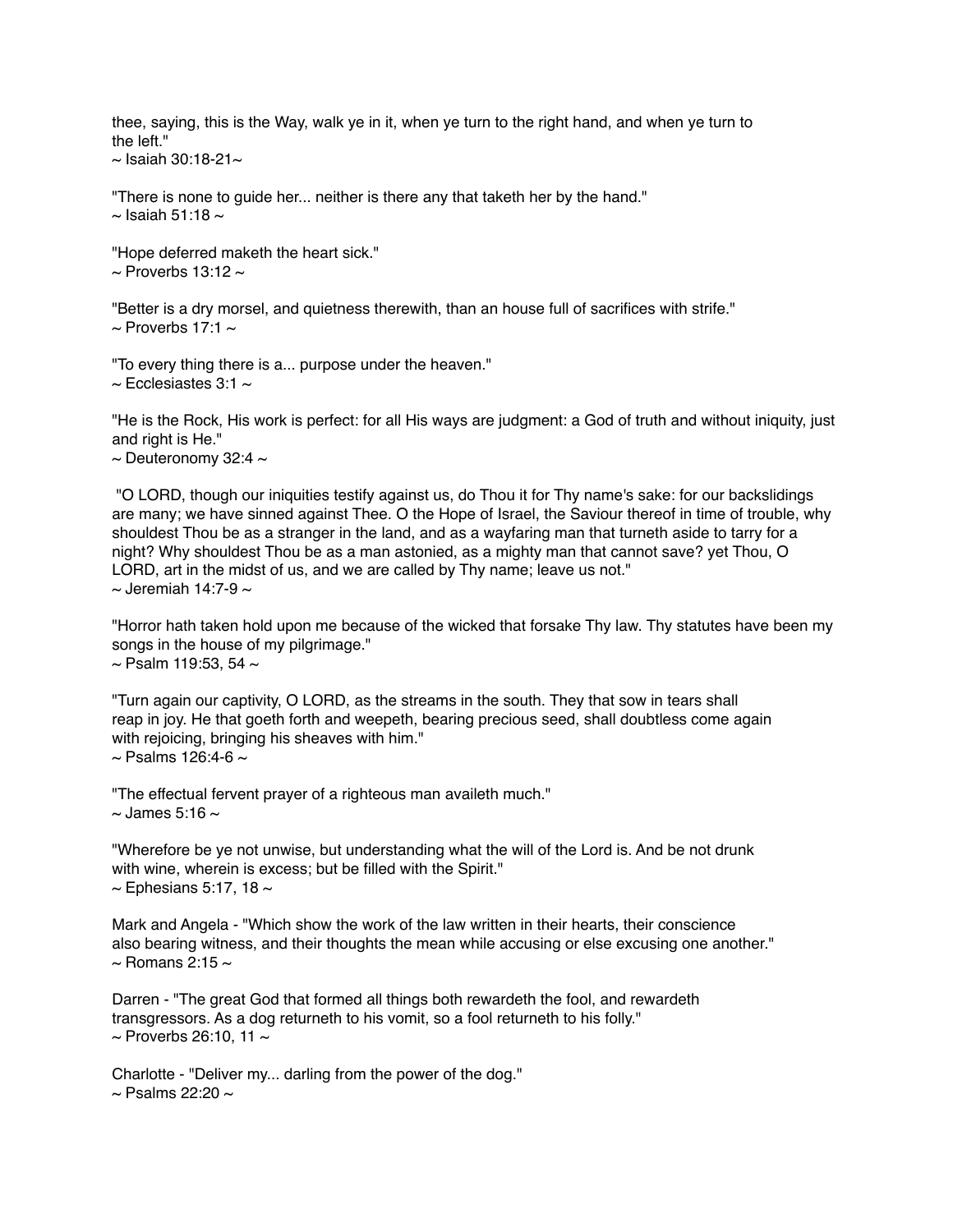thee, saying, this is the Way, walk ye in it, when ye turn to the right hand, and when ye turn to the left."
~ Isaiah 30:18-21~

"There is none to guide her... neither is there any that taketh her by the hand."
~ Isaiah 51:18 ~

"Hope deferred maketh the heart sick."
~ Proverbs 13:12 ~

"Better is a dry morsel, and quietness therewith, than an house full of sacrifices with strife."
~ Proverbs 17:1 ~

"To every thing there is a... purpose under the heaven."
~ Ecclesiastes 3:1 ~

"He is the Rock, His work is perfect: for all His ways are judgment: a God of truth and without iniquity, just and right is He."
~ Deuteronomy 32:4 ~

"O LORD, though our iniquities testify against us, do Thou it for Thy name's sake: for our backslidings are many; we have sinned against Thee. O the Hope of Israel, the Saviour thereof in time of trouble, why shouldest Thou be as a stranger in the land, and as a wayfaring man that turneth aside to tarry for a night? Why shouldest Thou be as a man astonied, as a mighty man that cannot save? yet Thou, O LORD, art in the midst of us, and we are called by Thy name; leave us not."
~ Jeremiah 14:7-9 ~

"Horror hath taken hold upon me because of the wicked that forsake Thy law. Thy statutes have been my songs in the house of my pilgrimage."
~ Psalm 119:53, 54 ~

"Turn again our captivity, O LORD, as the streams in the south. They that sow in tears shall reap in joy. He that goeth forth and weepeth, bearing precious seed, shall doubtless come again with rejoicing, bringing his sheaves with him."
~ Psalms 126:4-6 ~

"The effectual fervent prayer of a righteous man availeth much."
~ James 5:16 ~

"Wherefore be ye not unwise, but understanding what the will of the Lord is. And be not drunk with wine, wherein is excess; but be filled with the Spirit."
~ Ephesians 5:17, 18 ~

Mark and Angela - "Which show the work of the law written in their hearts, their conscience also bearing witness, and their thoughts the mean while accusing or else excusing one another."
~ Romans 2:15 ~

Darren - "The great God that formed all things both rewardeth the fool, and rewardeth transgressors. As a dog returneth to his vomit, so a fool returneth to his folly."
~ Proverbs 26:10, 11 ~

Charlotte - "Deliver my... darling from the power of the dog."
~ Psalms 22:20 ~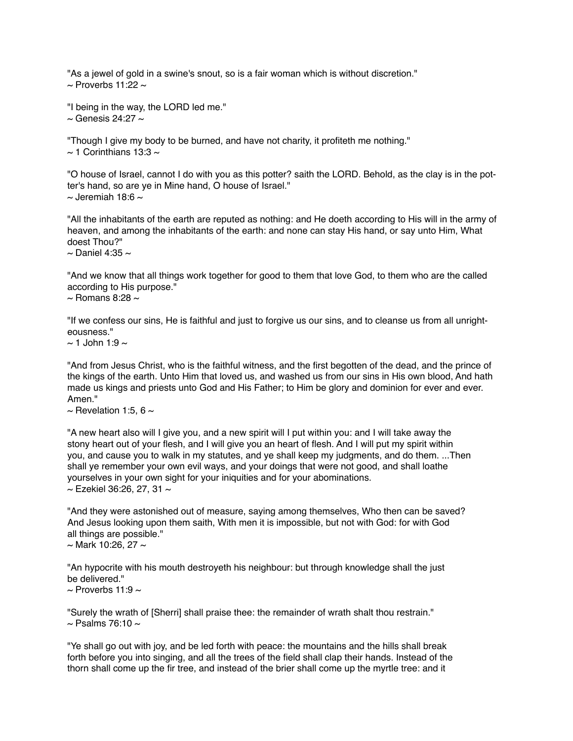"As a jewel of gold in a swine's snout, so is a fair woman which is without discretion."
~ Proverbs 11:22 ~

"I being in the way, the LORD led me."
~ Genesis 24:27 ~

"Though I give my body to be burned, and have not charity, it profiteth me nothing."
~ 1 Corinthians 13:3 ~

"O house of Israel, cannot I do with you as this potter? saith the LORD. Behold, as the clay is in the potter's hand, so are ye in Mine hand, O house of Israel."
~ Jeremiah 18:6 ~

"All the inhabitants of the earth are reputed as nothing: and He doeth according to His will in the army of heaven, and among the inhabitants of the earth: and none can stay His hand, or say unto Him, What doest Thou?"
~ Daniel 4:35 ~

"And we know that all things work together for good to them that love God, to them who are the called according to His purpose."
~ Romans 8:28 ~

"If we confess our sins, He is faithful and just to forgive us our sins, and to cleanse us from all unrighteousness."
~ 1 John 1:9 ~

"And from Jesus Christ, who is the faithful witness, and the first begotten of the dead, and the prince of the kings of the earth. Unto Him that loved us, and washed us from our sins in His own blood, And hath made us kings and priests unto God and His Father; to Him be glory and dominion for ever and ever. Amen."
~ Revelation 1:5, 6 ~

"A new heart also will I give you, and a new spirit will I put within you: and I will take away the stony heart out of your flesh, and I will give you an heart of flesh. And I will put my spirit within you, and cause you to walk in my statutes, and ye shall keep my judgments, and do them. ...Then shall ye remember your own evil ways, and your doings that were not good, and shall loathe yourselves in your own sight for your iniquities and for your abominations.
~ Ezekiel 36:26, 27, 31 ~

"And they were astonished out of measure, saying among themselves, Who then can be saved? And Jesus looking upon them saith, With men it is impossible, but not with God: for with God all things are possible."
~ Mark 10:26, 27 ~

"An hypocrite with his mouth destroyeth his neighbour: but through knowledge shall the just be delivered."
~ Proverbs 11:9 ~

"Surely the wrath of [Sherri] shall praise thee: the remainder of wrath shalt thou restrain."
~ Psalms 76:10 ~

"Ye shall go out with joy, and be led forth with peace: the mountains and the hills shall break forth before you into singing, and all the trees of the field shall clap their hands. Instead of the thorn shall come up the fir tree, and instead of the brier shall come up the myrtle tree: and it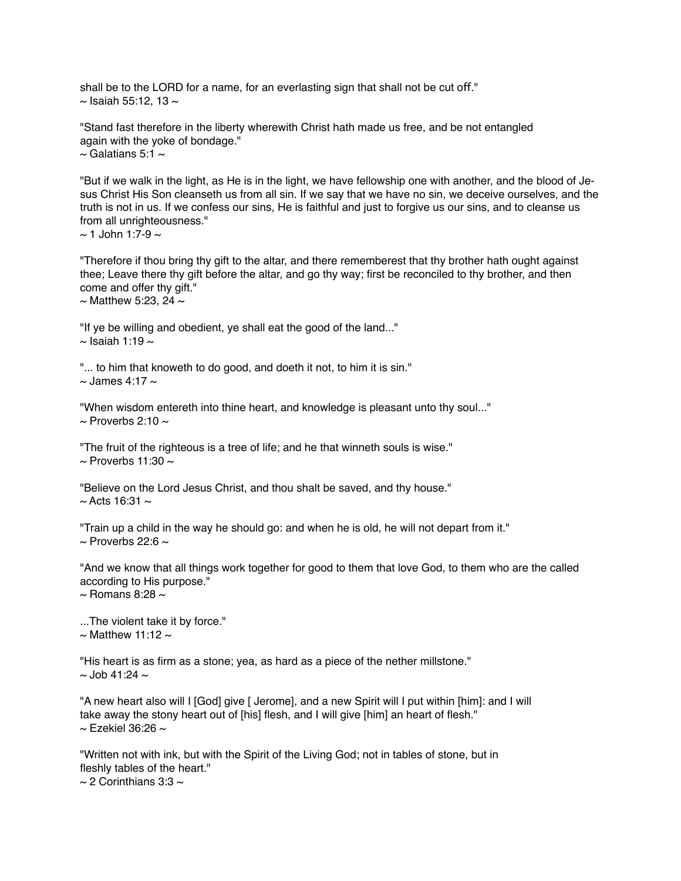shall be to the LORD for a name, for an everlasting sign that shall not be cut off."
~ Isaiah 55:12, 13 ~

"Stand fast therefore in the liberty wherewith Christ hath made us free, and be not entangled again with the yoke of bondage."
~ Galatians 5:1 ~

"But if we walk in the light, as He is in the light, we have fellowship one with another, and the blood of Jesus Christ His Son cleanseth us from all sin. If we say that we have no sin, we deceive ourselves, and the truth is not in us. If we confess our sins, He is faithful and just to forgive us our sins, and to cleanse us from all unrighteousness."
~ 1 John 1:7-9 ~

"Therefore if thou bring thy gift to the altar, and there rememberest that thy brother hath ought against thee; Leave there thy gift before the altar, and go thy way; first be reconciled to thy brother, and then come and offer thy gift."
~ Matthew 5:23, 24 ~

"If ye be willing and obedient, ye shall eat the good of the land..."
~ Isaiah 1:19 ~

"... to him that knoweth to do good, and doeth it not, to him it is sin."
~ James 4:17 ~

"When wisdom entereth into thine heart, and knowledge is pleasant unto thy soul..."
~ Proverbs 2:10 ~

"The fruit of the righteous is a tree of life; and he that winneth souls is wise."
~ Proverbs 11:30 ~

"Believe on the Lord Jesus Christ, and thou shalt be saved, and thy house."
~ Acts 16:31 ~

"Train up a child in the way he should go: and when he is old, he will not depart from it."
~ Proverbs 22:6 ~

"And we know that all things work together for good to them that love God, to them who are the called according to His purpose."
~ Romans 8:28 ~

...The violent take it by force."
~ Matthew 11:12 ~

"His heart is as firm as a stone; yea, as hard as a piece of the nether millstone."
~ Job 41:24 ~

"A new heart also will I [God] give [ Jerome], and a new Spirit will I put within [him]: and I will take away the stony heart out of [his] flesh, and I will give [him] an heart of flesh."
~ Ezekiel 36:26 ~

"Written not with ink, but with the Spirit of the Living God; not in tables of stone, but in fleshly tables of the heart."
~ 2 Corinthians 3:3 ~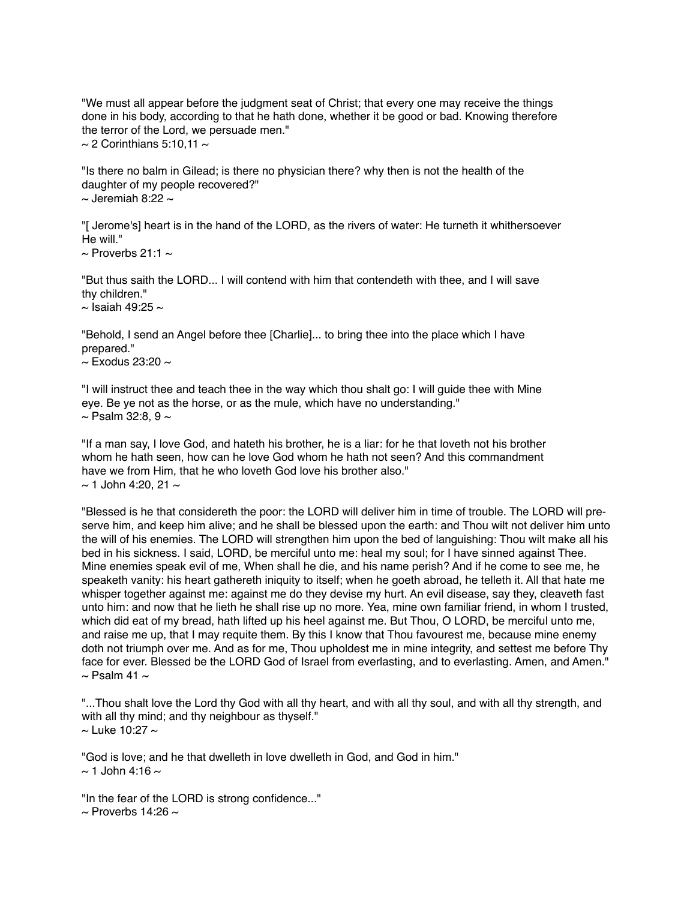"We must all appear before the judgment seat of Christ; that every one may receive the things done in his body, according to that he hath done, whether it be good or bad. Knowing therefore the terror of the Lord, we persuade men."
~ 2 Corinthians 5:10,11 ~

"Is there no balm in Gilead; is there no physician there? why then is not the health of the daughter of my people recovered?"
~ Jeremiah 8:22 ~

"[ Jerome's] heart is in the hand of the LORD, as the rivers of water: He turneth it whithersoever He will."
~ Proverbs 21:1 ~

"But thus saith the LORD... I will contend with him that contendeth with thee, and I will save thy children."
~ Isaiah 49:25 ~

"Behold, I send an Angel before thee [Charlie]... to bring thee into the place which I have prepared."
~ Exodus 23:20 ~

"I will instruct thee and teach thee in the way which thou shalt go: I will guide thee with Mine eye. Be ye not as the horse, or as the mule, which have no understanding."
~ Psalm 32:8, 9 ~

"If a man say, I love God, and hateth his brother, he is a liar: for he that loveth not his brother whom he hath seen, how can he love God whom he hath not seen? And this commandment have we from Him, that he who loveth God love his brother also."
~ 1 John 4:20, 21 ~

"Blessed is he that considereth the poor: the LORD will deliver him in time of trouble. The LORD will preserve him, and keep him alive; and he shall be blessed upon the earth: and Thou wilt not deliver him unto the will of his enemies. The LORD will strengthen him upon the bed of languishing: Thou wilt make all his bed in his sickness. I said, LORD, be merciful unto me: heal my soul; for I have sinned against Thee. Mine enemies speak evil of me, When shall he die, and his name perish? And if he come to see me, he speaketh vanity: his heart gathereth iniquity to itself; when he goeth abroad, he telleth it. All that hate me whisper together against me: against me do they devise my hurt. An evil disease, say they, cleaveth fast unto him: and now that he lieth he shall rise up no more. Yea, mine own familiar friend, in whom I trusted, which did eat of my bread, hath lifted up his heel against me. But Thou, O LORD, be merciful unto me, and raise me up, that I may requite them. By this I know that Thou favourest me, because mine enemy doth not triumph over me. And as for me, Thou upholdest me in mine integrity, and settest me before Thy face for ever. Blessed be the LORD God of Israel from everlasting, and to everlasting. Amen, and Amen."
~ Psalm 41 ~

"...Thou shalt love the Lord thy God with all thy heart, and with all thy soul, and with all thy strength, and with all thy mind; and thy neighbour as thyself."
~ Luke 10:27 ~

"God is love; and he that dwelleth in love dwelleth in God, and God in him."
~ 1 John 4:16 ~

"In the fear of the LORD is strong confidence..."
~ Proverbs 14:26 ~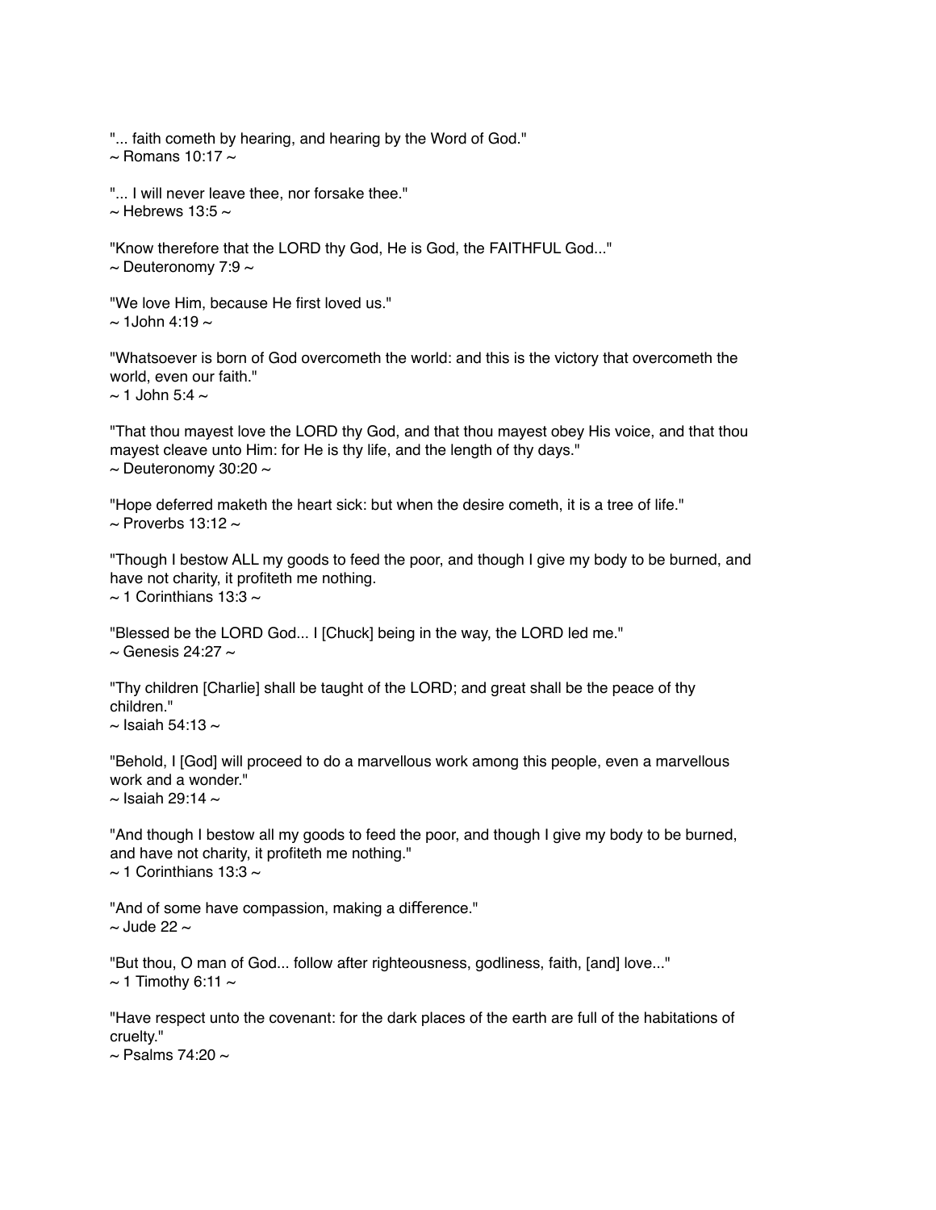"... faith cometh by hearing, and hearing by the Word of God."
~ Romans 10:17 ~

"... I will never leave thee, nor forsake thee."
~ Hebrews 13:5 ~

"Know therefore that the LORD thy God, He is God, the FAITHFUL God..."
~ Deuteronomy 7:9 ~

"We love Him, because He first loved us."
~ 1John 4:19 ~

"Whatsoever is born of God overcometh the world: and this is the victory that overcometh the world, even our faith."
~ 1 John 5:4 ~

"That thou mayest love the LORD thy God, and that thou mayest obey His voice, and that thou mayest cleave unto Him: for He is thy life, and the length of thy days."
~ Deuteronomy 30:20 ~

"Hope deferred maketh the heart sick: but when the desire cometh, it is a tree of life."
~ Proverbs 13:12 ~

"Though I bestow ALL my goods to feed the poor, and though I give my body to be burned, and have not charity, it profiteth me nothing.
~ 1 Corinthians 13:3 ~

"Blessed be the LORD God... I [Chuck] being in the way, the LORD led me."
~ Genesis 24:27 ~

"Thy children [Charlie] shall be taught of the LORD; and great shall be the peace of thy children."
~ Isaiah 54:13 ~

"Behold, I [God] will proceed to do a marvellous work among this people, even a marvellous work and a wonder."
~ Isaiah 29:14 ~

"And though I bestow all my goods to feed the poor, and though I give my body to be burned, and have not charity, it profiteth me nothing."
~ 1 Corinthians 13:3 ~

"And of some have compassion, making a difference."
~ Jude 22 ~

"But thou, O man of God... follow after righteousness, godliness, faith, [and] love..."
~ 1 Timothy 6:11 ~

"Have respect unto the covenant: for the dark places of the earth are full of the habitations of cruelty."
~ Psalms 74:20 ~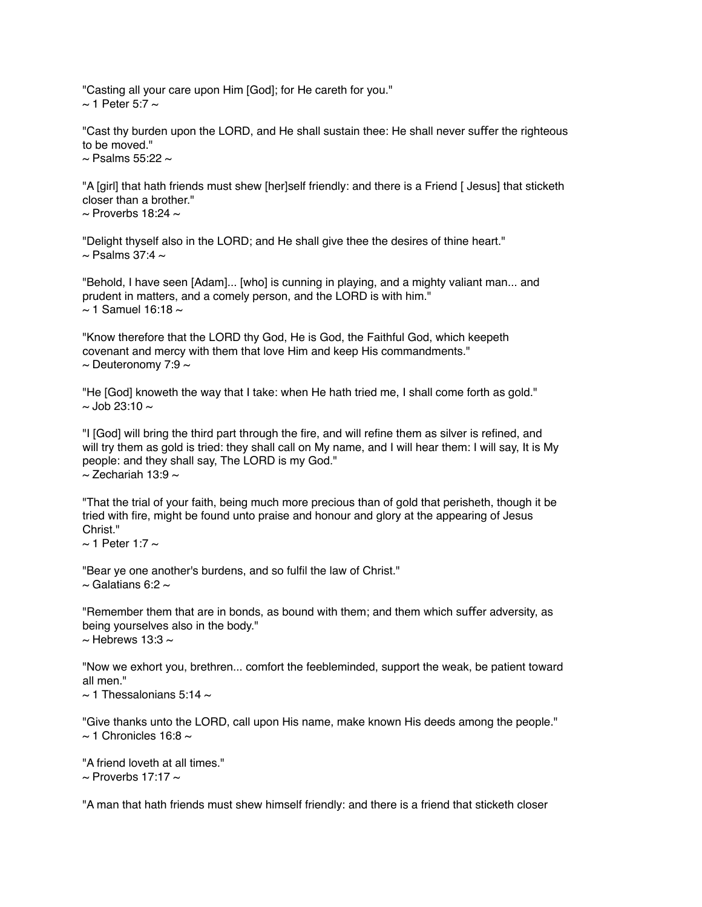"Casting all your care upon Him [God]; for He careth for you."
~ 1 Peter 5:7 ~

"Cast thy burden upon the LORD, and He shall sustain thee: He shall never suffer the righteous to be moved."
~ Psalms 55:22 ~

"A [girl] that hath friends must shew [her]self friendly: and there is a Friend [ Jesus] that sticketh closer than a brother."
~ Proverbs 18:24 ~

"Delight thyself also in the LORD; and He shall give thee the desires of thine heart."
~ Psalms 37:4 ~

"Behold, I have seen [Adam]... [who] is cunning in playing, and a mighty valiant man... and prudent in matters, and a comely person, and the LORD is with him."
~ 1 Samuel 16:18 ~

"Know therefore that the LORD thy God, He is God, the Faithful God, which keepeth covenant and mercy with them that love Him and keep His commandments."
~ Deuteronomy 7:9 ~

"He [God] knoweth the way that I take: when He hath tried me, I shall come forth as gold."
~ Job 23:10 ~

"I [God] will bring the third part through the fire, and will refine them as silver is refined, and will try them as gold is tried: they shall call on My name, and I will hear them: I will say, It is My people: and they shall say, The LORD is my God."
~ Zechariah 13:9 ~

"That the trial of your faith, being much more precious than of gold that perisheth, though it be tried with fire, might be found unto praise and honour and glory at the appearing of Jesus Christ."
~ 1 Peter 1:7 ~

"Bear ye one another's burdens, and so fulfil the law of Christ."
~ Galatians 6:2 ~

"Remember them that are in bonds, as bound with them; and them which suffer adversity, as being yourselves also in the body."
~ Hebrews 13:3 ~

"Now we exhort you, brethren... comfort the feebleminded, support the weak, be patient toward all men."
~ 1 Thessalonians 5:14 ~

"Give thanks unto the LORD, call upon His name, make known His deeds among the people."
~ 1 Chronicles 16:8 ~

"A friend loveth at all times."
~ Proverbs 17:17 ~

"A man that hath friends must shew himself friendly: and there is a friend that sticketh closer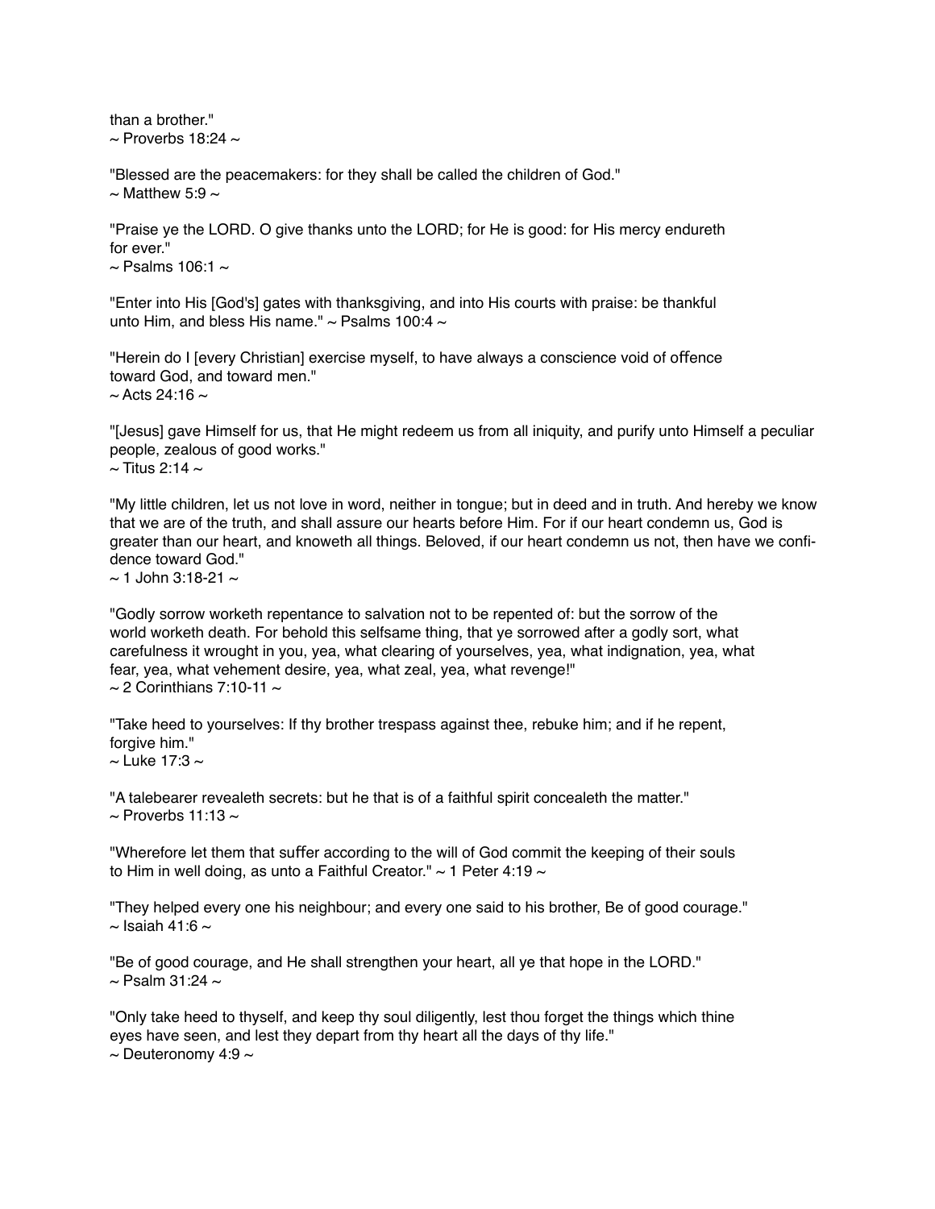than a brother."
~ Proverbs 18:24 ~

"Blessed are the peacemakers: for they shall be called the children of God."
~ Matthew 5:9 ~

"Praise ye the LORD. O give thanks unto the LORD; for He is good: for His mercy endureth for ever."
~ Psalms 106:1 ~

"Enter into His [God's] gates with thanksgiving, and into His courts with praise: be thankful unto Him, and bless His name." ~ Psalms 100:4 ~

"Herein do I [every Christian] exercise myself, to have always a conscience void of offence toward God, and toward men."
~ Acts 24:16 ~

"[Jesus] gave Himself for us, that He might redeem us from all iniquity, and purify unto Himself a peculiar people, zealous of good works."
~ Titus 2:14 ~

"My little children, let us not love in word, neither in tongue; but in deed and in truth. And hereby we know that we are of the truth, and shall assure our hearts before Him. For if our heart condemn us, God is greater than our heart, and knoweth all things. Beloved, if our heart condemn us not, then have we confidence toward God."
~ 1 John 3:18-21 ~

"Godly sorrow worketh repentance to salvation not to be repented of: but the sorrow of the world worketh death. For behold this selfsame thing, that ye sorrowed after a godly sort, what carefulness it wrought in you, yea, what clearing of yourselves, yea, what indignation, yea, what fear, yea, what vehement desire, yea, what zeal, yea, what revenge!"
~ 2 Corinthians 7:10-11 ~

"Take heed to yourselves: If thy brother trespass against thee, rebuke him; and if he repent, forgive him."
~ Luke 17:3 ~

"A talebearer revealeth secrets: but he that is of a faithful spirit concealeth the matter."
~ Proverbs 11:13 ~

"Wherefore let them that suffer according to the will of God commit the keeping of their souls to Him in well doing, as unto a Faithful Creator." ~ 1 Peter 4:19 ~

"They helped every one his neighbour; and every one said to his brother, Be of good courage."
~ Isaiah 41:6 ~

"Be of good courage, and He shall strengthen your heart, all ye that hope in the LORD."
~ Psalm 31:24 ~

"Only take heed to thyself, and keep thy soul diligently, lest thou forget the things which thine eyes have seen, and lest they depart from thy heart all the days of thy life."
~ Deuteronomy 4:9 ~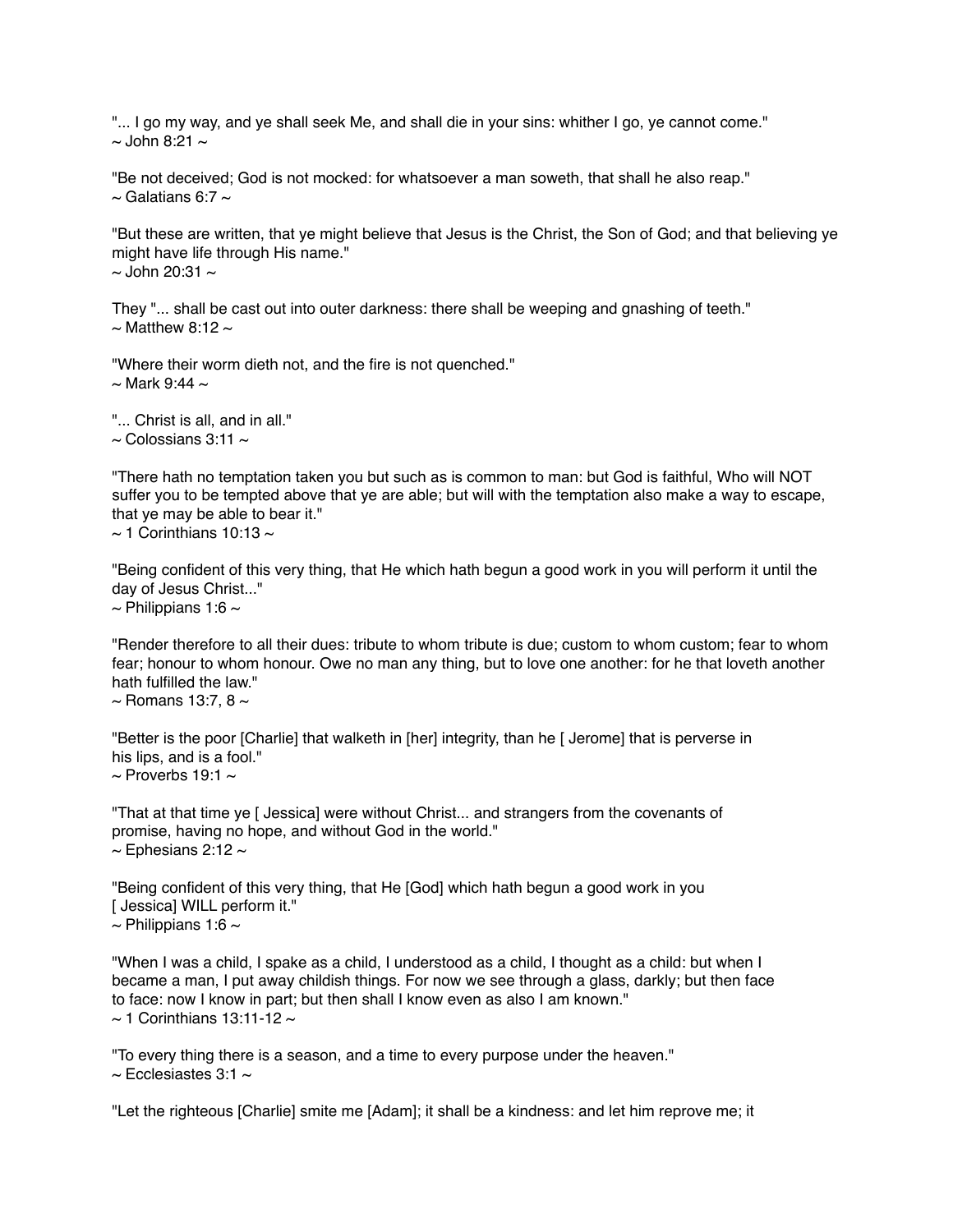"... I go my way, and ye shall seek Me, and shall die in your sins: whither I go, ye cannot come."
~ John 8:21 ~

"Be not deceived; God is not mocked: for whatsoever a man soweth, that shall he also reap."
~ Galatians 6:7 ~

"But these are written, that ye might believe that Jesus is the Christ, the Son of God; and that believing ye might have life through His name."
~ John 20:31 ~

They "... shall be cast out into outer darkness: there shall be weeping and gnashing of teeth."
~ Matthew 8:12 ~

"Where their worm dieth not, and the fire is not quenched."
~ Mark 9:44 ~

"... Christ is all, and in all."
~ Colossians 3:11 ~

"There hath no temptation taken you but such as is common to man: but God is faithful, Who will NOT suffer you to be tempted above that ye are able; but will with the temptation also make a way to escape, that ye may be able to bear it."
~ 1 Corinthians 10:13 ~

"Being confident of this very thing, that He which hath begun a good work in you will perform it until the day of Jesus Christ..."
~ Philippians 1:6 ~

"Render therefore to all their dues: tribute to whom tribute is due; custom to whom custom; fear to whom fear; honour to whom honour. Owe no man any thing, but to love one another: for he that loveth another hath fulfilled the law."
~ Romans 13:7, 8 ~

"Better is the poor [Charlie] that walketh in [her] integrity, than he [ Jerome] that is perverse in his lips, and is a fool."
~ Proverbs 19:1 ~

"That at that time ye [ Jessica] were without Christ... and strangers from the covenants of promise, having no hope, and without God in the world."
~ Ephesians 2:12 ~

"Being confident of this very thing, that He [God] which hath begun a good work in you [ Jessica] WILL perform it."
~ Philippians 1:6 ~

"When I was a child, I spake as a child, I understood as a child, I thought as a child: but when I became a man, I put away childish things. For now we see through a glass, darkly; but then face to face: now I know in part; but then shall I know even as also I am known."
~ 1 Corinthians 13:11-12 ~

"To every thing there is a season, and a time to every purpose under the heaven."
~ Ecclesiastes 3:1 ~

"Let the righteous [Charlie] smite me [Adam]; it shall be a kindness: and let him reprove me; it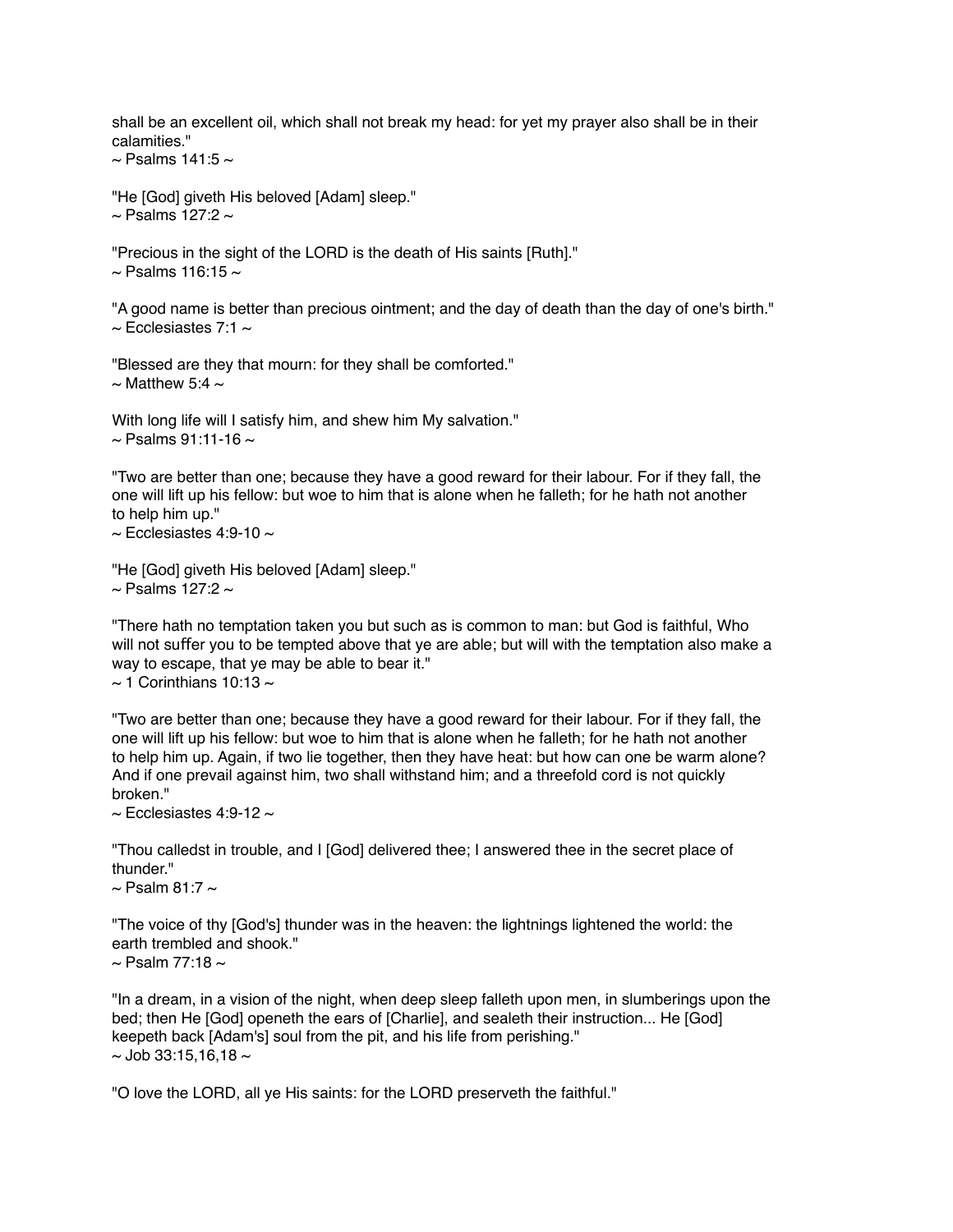shall be an excellent oil, which shall not break my head: for yet my prayer also shall be in their calamities."
~ Psalms 141:5 ~

"He [God] giveth His beloved [Adam] sleep."
~ Psalms 127:2 ~

"Precious in the sight of the LORD is the death of His saints [Ruth]."
~ Psalms 116:15 ~

"A good name is better than precious ointment; and the day of death than the day of one's birth."
~ Ecclesiastes 7:1 ~

"Blessed are they that mourn: for they shall be comforted."
~ Matthew 5:4 ~

With long life will I satisfy him, and shew him My salvation."
~ Psalms 91:11-16 ~

"Two are better than one; because they have a good reward for their labour. For if they fall, the one will lift up his fellow: but woe to him that is alone when he falleth; for he hath not another to help him up."
~ Ecclesiastes 4:9-10 ~

"He [God] giveth His beloved [Adam] sleep."
~ Psalms 127:2 ~

"There hath no temptation taken you but such as is common to man: but God is faithful, Who will not suffer you to be tempted above that ye are able; but will with the temptation also make a way to escape, that ye may be able to bear it."
~ 1 Corinthians 10:13 ~

"Two are better than one; because they have a good reward for their labour. For if they fall, the one will lift up his fellow: but woe to him that is alone when he falleth; for he hath not another to help him up. Again, if two lie together, then they have heat: but how can one be warm alone? And if one prevail against him, two shall withstand him; and a threefold cord is not quickly broken."
~ Ecclesiastes 4:9-12 ~

"Thou calledst in trouble, and I [God] delivered thee; I answered thee in the secret place of thunder."
~ Psalm 81:7 ~

"The voice of thy [God's] thunder was in the heaven: the lightnings lightened the world: the earth trembled and shook."
~ Psalm 77:18 ~

"In a dream, in a vision of the night, when deep sleep falleth upon men, in slumberings upon the bed; then He [God] openeth the ears of [Charlie], and sealeth their instruction... He [God] keepeth back [Adam's] soul from the pit, and his life from perishing."
~ Job 33:15,16,18 ~

"O love the LORD, all ye His saints: for the LORD preserveth the faithful."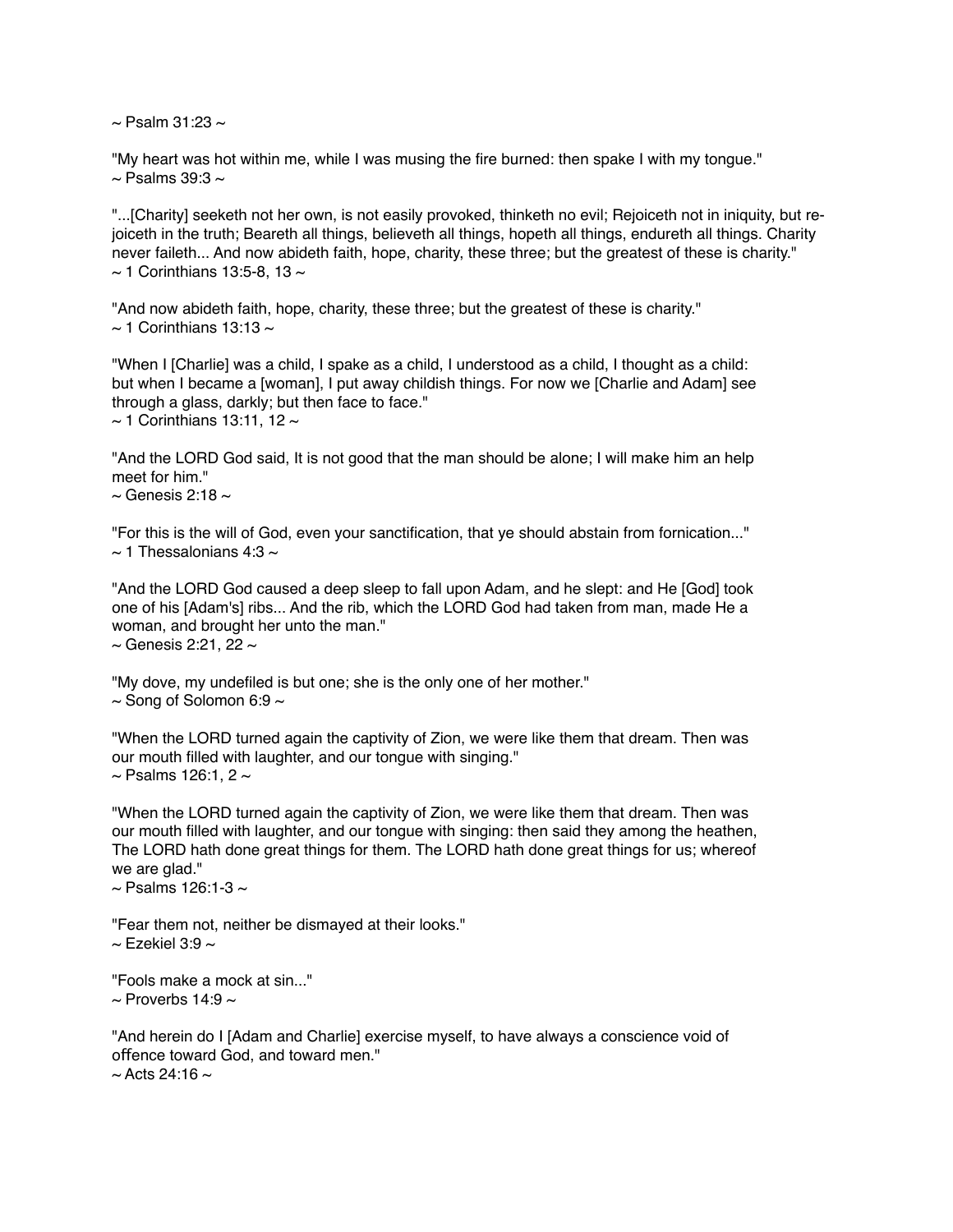~ Psalm 31:23 ~

"My heart was hot within me, while I was musing the fire burned: then spake I with my tongue."
~ Psalms 39:3 ~

"...[Charity] seeketh not her own, is not easily provoked, thinketh no evil; Rejoiceth not in iniquity, but re-joiceth in the truth; Beareth all things, believeth all things, hopeth all things, endureth all things. Charity never faileth... And now abideth faith, hope, charity, these three; but the greatest of these is charity."
~ 1 Corinthians 13:5-8, 13 ~

"And now abideth faith, hope, charity, these three; but the greatest of these is charity."
~ 1 Corinthians 13:13 ~

"When I [Charlie] was a child, I spake as a child, I understood as a child, I thought as a child: but when I became a [woman], I put away childish things. For now we [Charlie and Adam] see through a glass, darkly; but then face to face."
~ 1 Corinthians 13:11, 12 ~

"And the LORD God said, It is not good that the man should be alone; I will make him an help meet for him."
~ Genesis 2:18 ~

"For this is the will of God, even your sanctification, that ye should abstain from fornication..."
~ 1 Thessalonians 4:3 ~

"And the LORD God caused a deep sleep to fall upon Adam, and he slept: and He [God] took one of his [Adam's] ribs... And the rib, which the LORD God had taken from man, made He a woman, and brought her unto the man."
~ Genesis 2:21, 22 ~

"My dove, my undefiled is but one; she is the only one of her mother."
~ Song of Solomon 6:9 ~

"When the LORD turned again the captivity of Zion, we were like them that dream. Then was our mouth filled with laughter, and our tongue with singing."
~ Psalms 126:1, 2 ~

"When the LORD turned again the captivity of Zion, we were like them that dream. Then was our mouth filled with laughter, and our tongue with singing: then said they among the heathen, The LORD hath done great things for them. The LORD hath done great things for us; whereof we are glad."
~ Psalms 126:1-3 ~

"Fear them not, neither be dismayed at their looks."
~ Ezekiel 3:9 ~

"Fools make a mock at sin..."
~ Proverbs 14:9 ~

"And herein do I [Adam and Charlie] exercise myself, to have always a conscience void of offence toward God, and toward men."
~ Acts 24:16 ~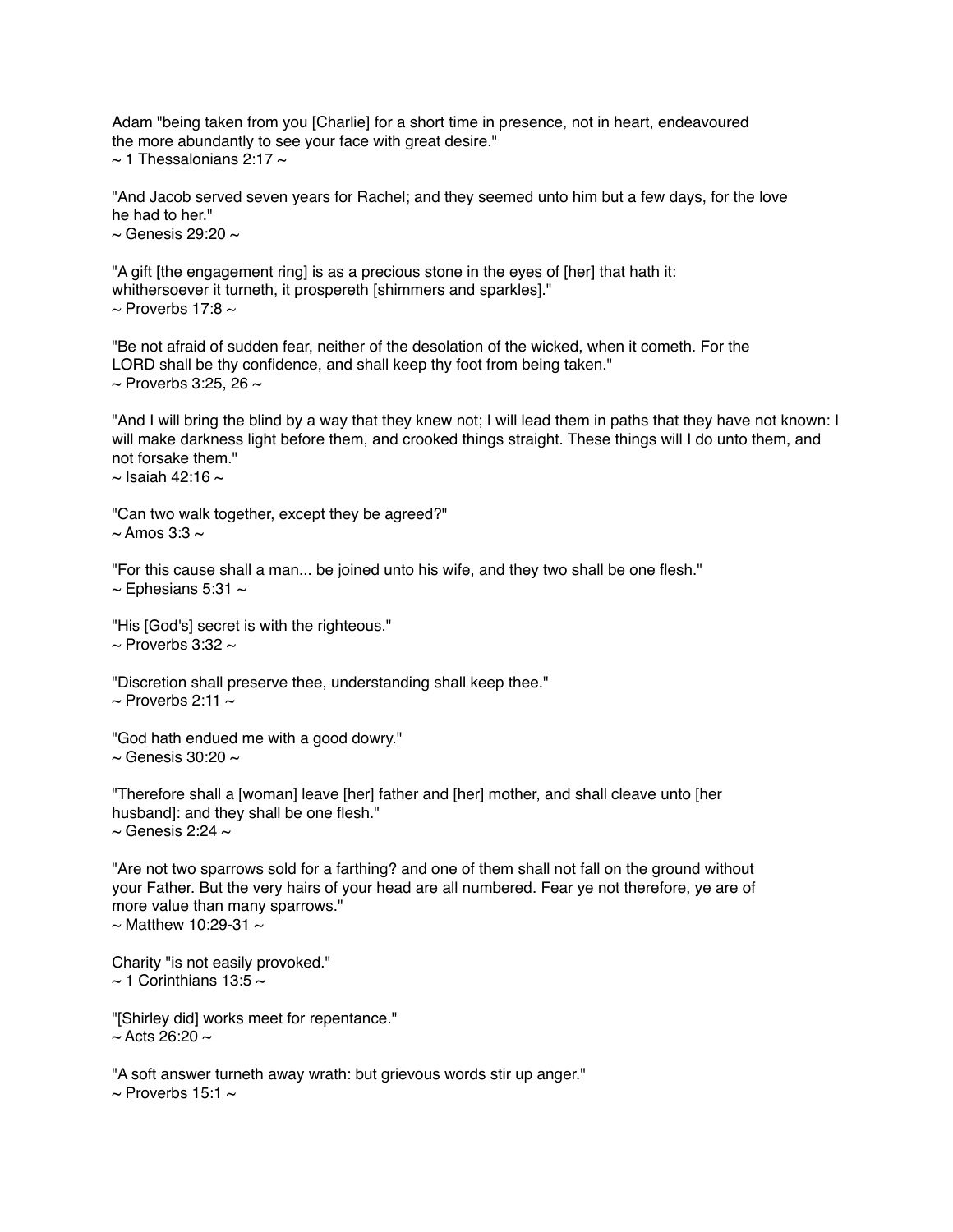Adam "being taken from you [Charlie] for a short time in presence, not in heart, endeavoured the more abundantly to see your face with great desire."
~ 1 Thessalonians 2:17 ~

"And Jacob served seven years for Rachel; and they seemed unto him but a few days, for the love he had to her."
~ Genesis 29:20 ~

"A gift [the engagement ring] is as a precious stone in the eyes of [her] that hath it: whithersoever it turneth, it prospereth [shimmers and sparkles]."
~ Proverbs 17:8 ~

"Be not afraid of sudden fear, neither of the desolation of the wicked, when it cometh. For the LORD shall be thy confidence, and shall keep thy foot from being taken."
~ Proverbs 3:25, 26 ~

"And I will bring the blind by a way that they knew not; I will lead them in paths that they have not known: I will make darkness light before them, and crooked things straight. These things will I do unto them, and not forsake them."
~ Isaiah 42:16 ~

"Can two walk together, except they be agreed?"
~ Amos 3:3 ~

"For this cause shall a man... be joined unto his wife, and they two shall be one flesh."
~ Ephesians 5:31 ~

"His [God's] secret is with the righteous."
~ Proverbs 3:32 ~

"Discretion shall preserve thee, understanding shall keep thee."
~ Proverbs 2:11 ~

"God hath endued me with a good dowry."
~ Genesis 30:20 ~

"Therefore shall a [woman] leave [her] father and [her] mother, and shall cleave unto [her husband]: and they shall be one flesh."
~ Genesis 2:24 ~

"Are not two sparrows sold for a farthing? and one of them shall not fall on the ground without your Father. But the very hairs of your head are all numbered. Fear ye not therefore, ye are of more value than many sparrows."
~ Matthew 10:29-31 ~

Charity "is not easily provoked."
~ 1 Corinthians 13:5 ~

"[Shirley did] works meet for repentance."
~ Acts 26:20 ~

"A soft answer turneth away wrath: but grievous words stir up anger."
~ Proverbs 15:1 ~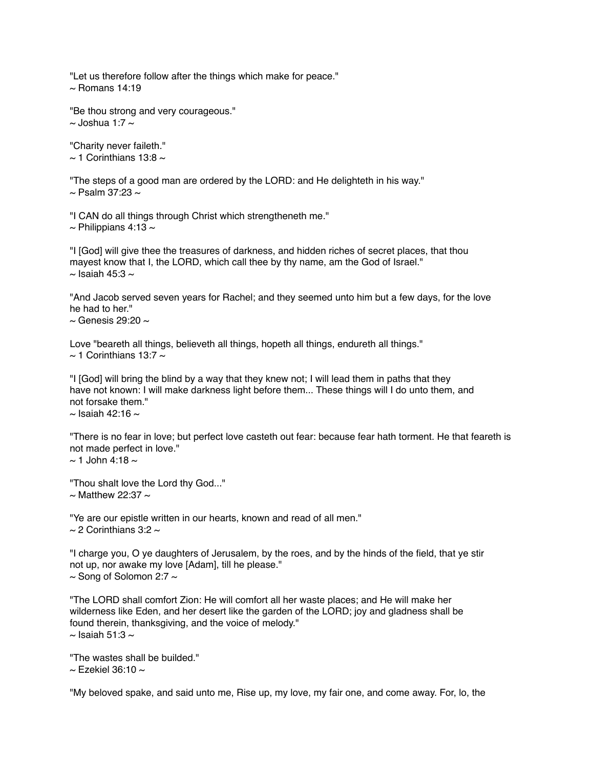"Let us therefore follow after the things which make for peace."
~ Romans 14:19

"Be thou strong and very courageous."
~ Joshua 1:7 ~

"Charity never faileth."
~ 1 Corinthians 13:8 ~

"The steps of a good man are ordered by the LORD: and He delighteth in his way."
~ Psalm 37:23 ~

"I CAN do all things through Christ which strengtheneth me."
~ Philippians 4:13 ~

"I [God] will give thee the treasures of darkness, and hidden riches of secret places, that thou mayest know that I, the LORD, which call thee by thy name, am the God of Israel."
~ Isaiah 45:3 ~

"And Jacob served seven years for Rachel; and they seemed unto him but a few days, for the love he had to her."
~ Genesis 29:20 ~

Love "beareth all things, believeth all things, hopeth all things, endureth all things."
~ 1 Corinthians 13:7 ~

"I [God] will bring the blind by a way that they knew not; I will lead them in paths that they have not known: I will make darkness light before them... These things will I do unto them, and not forsake them."
~ Isaiah 42:16 ~

"There is no fear in love; but perfect love casteth out fear: because fear hath torment. He that feareth is not made perfect in love."
~ 1 John 4:18 ~

"Thou shalt love the Lord thy God..."
~ Matthew 22:37 ~

"Ye are our epistle written in our hearts, known and read of all men."
~ 2 Corinthians 3:2 ~

"I charge you, O ye daughters of Jerusalem, by the roes, and by the hinds of the field, that ye stir not up, nor awake my love [Adam], till he please."
~ Song of Solomon 2:7 ~

"The LORD shall comfort Zion: He will comfort all her waste places; and He will make her wilderness like Eden, and her desert like the garden of the LORD; joy and gladness shall be found therein, thanksgiving, and the voice of melody."
~ Isaiah 51:3 ~

"The wastes shall be builded."
~ Ezekiel 36:10 ~

"My beloved spake, and said unto me, Rise up, my love, my fair one, and come away. For, lo, the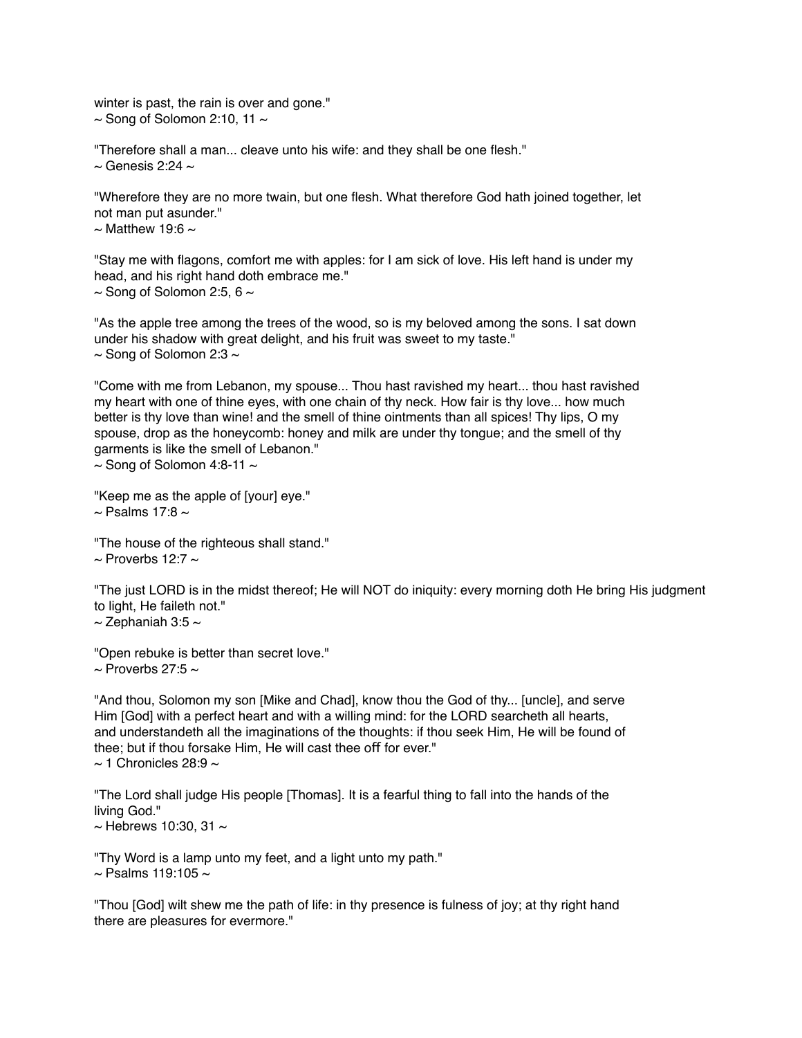winter is past, the rain is over and gone."
~ Song of Solomon 2:10, 11 ~

"Therefore shall a man... cleave unto his wife: and they shall be one flesh."
~ Genesis 2:24 ~

"Wherefore they are no more twain, but one flesh. What therefore God hath joined together, let not man put asunder."
~ Matthew 19:6 ~

"Stay me with flagons, comfort me with apples: for I am sick of love. His left hand is under my head, and his right hand doth embrace me."
~ Song of Solomon 2:5, 6 ~

"As the apple tree among the trees of the wood, so is my beloved among the sons. I sat down under his shadow with great delight, and his fruit was sweet to my taste."
~ Song of Solomon 2:3 ~

"Come with me from Lebanon, my spouse... Thou hast ravished my heart... thou hast ravished my heart with one of thine eyes, with one chain of thy neck. How fair is thy love... how much better is thy love than wine! and the smell of thine ointments than all spices! Thy lips, O my spouse, drop as the honeycomb: honey and milk are under thy tongue; and the smell of thy garments is like the smell of Lebanon."
~ Song of Solomon 4:8-11 ~

"Keep me as the apple of [your] eye."
~ Psalms 17:8 ~

"The house of the righteous shall stand."
~ Proverbs 12:7 ~

"The just LORD is in the midst thereof; He will NOT do iniquity: every morning doth He bring His judgment to light, He faileth not."
~ Zephaniah 3:5 ~

"Open rebuke is better than secret love."
~ Proverbs 27:5 ~

"And thou, Solomon my son [Mike and Chad], know thou the God of thy... [uncle], and serve Him [God] with a perfect heart and with a willing mind: for the LORD searcheth all hearts, and understandeth all the imaginations of the thoughts: if thou seek Him, He will be found of thee; but if thou forsake Him, He will cast thee off for ever."
~ 1 Chronicles 28:9 ~

"The Lord shall judge His people [Thomas]. It is a fearful thing to fall into the hands of the living God."
~ Hebrews 10:30, 31 ~

"Thy Word is a lamp unto my feet, and a light unto my path."
~ Psalms 119:105 ~

"Thou [God] wilt shew me the path of life: in thy presence is fulness of joy; at thy right hand there are pleasures for evermore."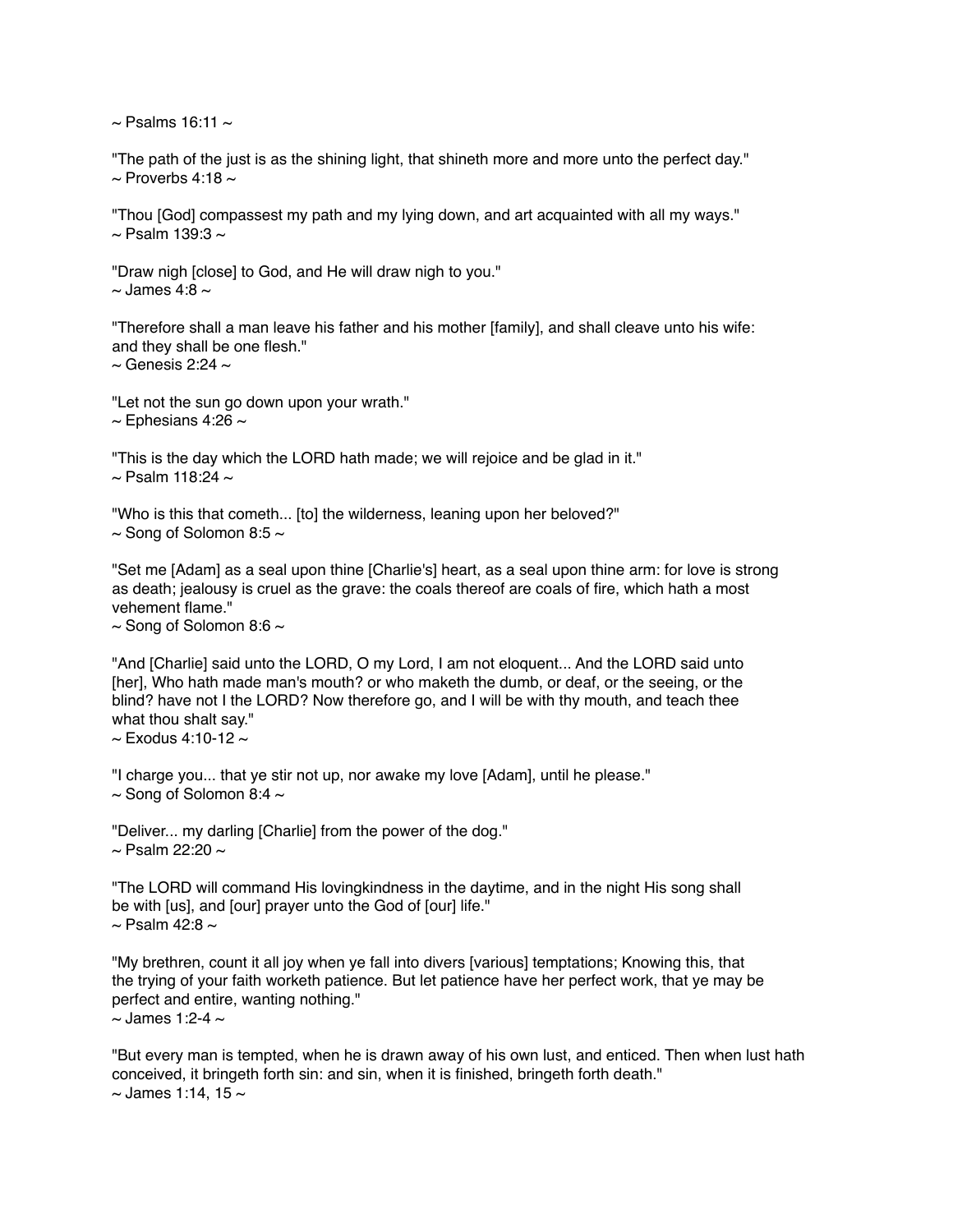~ Psalms 16:11 ~

"The path of the just is as the shining light, that shineth more and more unto the perfect day."
~ Proverbs 4:18 ~

"Thou [God] compassest my path and my lying down, and art acquainted with all my ways."
~ Psalm 139:3 ~

"Draw nigh [close] to God, and He will draw nigh to you."
~ James 4:8 ~

"Therefore shall a man leave his father and his mother [family], and shall cleave unto his wife: and they shall be one flesh."
~ Genesis 2:24 ~

"Let not the sun go down upon your wrath."
~ Ephesians 4:26 ~

"This is the day which the LORD hath made; we will rejoice and be glad in it."
~ Psalm 118:24 ~

"Who is this that cometh... [to] the wilderness, leaning upon her beloved?"
~ Song of Solomon 8:5 ~

"Set me [Adam] as a seal upon thine [Charlie's] heart, as a seal upon thine arm: for love is strong as death; jealousy is cruel as the grave: the coals thereof are coals of fire, which hath a most vehement flame."
~ Song of Solomon 8:6 ~

"And [Charlie] said unto the LORD, O my Lord, I am not eloquent... And the LORD said unto [her], Who hath made man's mouth? or who maketh the dumb, or deaf, or the seeing, or the blind? have not I the LORD? Now therefore go, and I will be with thy mouth, and teach thee what thou shalt say."
~ Exodus 4:10-12 ~

"I charge you... that ye stir not up, nor awake my love [Adam], until he please."
~ Song of Solomon 8:4 ~

"Deliver... my darling [Charlie] from the power of the dog."
~ Psalm 22:20 ~

"The LORD will command His lovingkindness in the daytime, and in the night His song shall be with [us], and [our] prayer unto the God of [our] life."
~ Psalm 42:8 ~

"My brethren, count it all joy when ye fall into divers [various] temptations; Knowing this, that the trying of your faith worketh patience. But let patience have her perfect work, that ye may be perfect and entire, wanting nothing."
~ James 1:2-4 ~

"But every man is tempted, when he is drawn away of his own lust, and enticed. Then when lust hath conceived, it bringeth forth sin: and sin, when it is finished, bringeth forth death."
~ James 1:14, 15 ~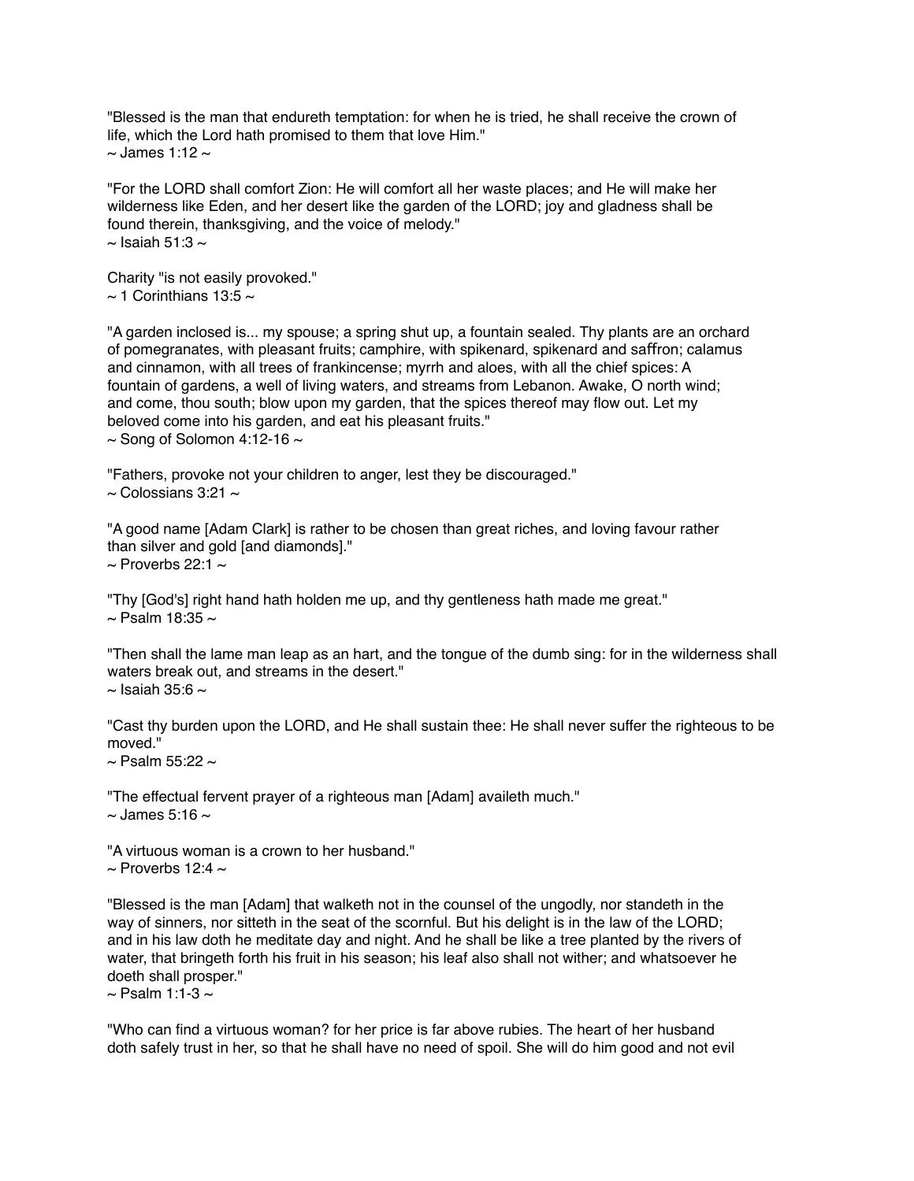"Blessed is the man that endureth temptation: for when he is tried, he shall receive the crown of life, which the Lord hath promised to them that love Him."
~ James 1:12 ~

"For the LORD shall comfort Zion: He will comfort all her waste places; and He will make her wilderness like Eden, and her desert like the garden of the LORD; joy and gladness shall be found therein, thanksgiving, and the voice of melody."
~ Isaiah 51:3 ~

Charity "is not easily provoked."
~ 1 Corinthians 13:5 ~

"A garden inclosed is... my spouse; a spring shut up, a fountain sealed. Thy plants are an orchard of pomegranates, with pleasant fruits; camphire, with spikenard, spikenard and saffron; calamus and cinnamon, with all trees of frankincense; myrrh and aloes, with all the chief spices: A fountain of gardens, a well of living waters, and streams from Lebanon. Awake, O north wind; and come, thou south; blow upon my garden, that the spices thereof may flow out. Let my beloved come into his garden, and eat his pleasant fruits."
~ Song of Solomon 4:12-16 ~

"Fathers, provoke not your children to anger, lest they be discouraged."
~ Colossians 3:21 ~

"A good name [Adam Clark] is rather to be chosen than great riches, and loving favour rather than silver and gold [and diamonds]."
~ Proverbs 22:1 ~

"Thy [God's] right hand hath holden me up, and thy gentleness hath made me great."
~ Psalm 18:35 ~

"Then shall the lame man leap as an hart, and the tongue of the dumb sing: for in the wilderness shall waters break out, and streams in the desert."
~ Isaiah 35:6 ~

"Cast thy burden upon the LORD, and He shall sustain thee: He shall never suffer the righteous to be moved."
~ Psalm 55:22 ~

"The effectual fervent prayer of a righteous man [Adam] availeth much."
~ James 5:16 ~

"A virtuous woman is a crown to her husband."
~ Proverbs 12:4 ~

"Blessed is the man [Adam] that walketh not in the counsel of the ungodly, nor standeth in the way of sinners, nor sitteth in the seat of the scornful. But his delight is in the law of the LORD; and in his law doth he meditate day and night. And he shall be like a tree planted by the rivers of water, that bringeth forth his fruit in his season; his leaf also shall not wither; and whatsoever he doeth shall prosper."
~ Psalm 1:1-3 ~

"Who can find a virtuous woman? for her price is far above rubies. The heart of her husband doth safely trust in her, so that he shall have no need of spoil. She will do him good and not evil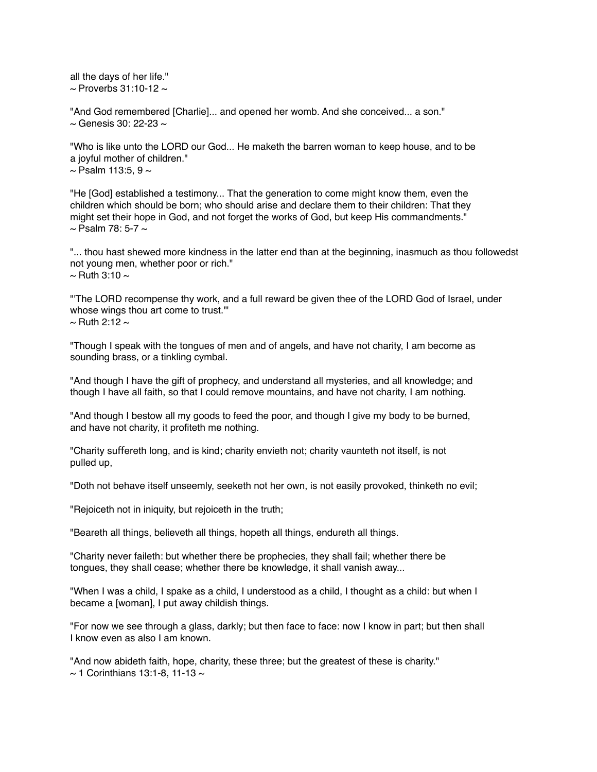all the days of her life."
~ Proverbs 31:10-12 ~

"And God remembered [Charlie]... and opened her womb. And she conceived... a son."
~ Genesis 30: 22-23 ~

"Who is like unto the LORD our God... He maketh the barren woman to keep house, and to be a joyful mother of children."
~ Psalm 113:5, 9 ~

"He [God] established a testimony... That the generation to come might know them, even the children which should be born; who should arise and declare them to their children: That they might set their hope in God, and not forget the works of God, but keep His commandments."
~ Psalm 78: 5-7 ~

"... thou hast shewed more kindness in the latter end than at the beginning, inasmuch as thou followedst not young men, whether poor or rich."
~ Ruth 3:10 ~

"'The LORD recompense thy work, and a full reward be given thee of the LORD God of Israel, under whose wings thou art come to trust.'"
~ Ruth 2:12 ~

"Though I speak with the tongues of men and of angels, and have not charity, I am become as sounding brass, or a tinkling cymbal.

"And though I have the gift of prophecy, and understand all mysteries, and all knowledge; and though I have all faith, so that I could remove mountains, and have not charity, I am nothing.

"And though I bestow all my goods to feed the poor, and though I give my body to be burned, and have not charity, it profiteth me nothing.

"Charity suffereth long, and is kind; charity envieth not; charity vaunteth not itself, is not pulled up,

"Doth not behave itself unseemly, seeketh not her own, is not easily provoked, thinketh no evil;

"Rejoiceth not in iniquity, but rejoiceth in the truth;

"Beareth all things, believeth all things, hopeth all things, endureth all things.

"Charity never faileth: but whether there be prophecies, they shall fail; whether there be tongues, they shall cease; whether there be knowledge, it shall vanish away...

"When I was a child, I spake as a child, I understood as a child, I thought as a child: but when I became a [woman], I put away childish things.

"For now we see through a glass, darkly; but then face to face: now I know in part; but then shall I know even as also I am known.

"And now abideth faith, hope, charity, these three; but the greatest of these is charity."
~ 1 Corinthians 13:1-8, 11-13 ~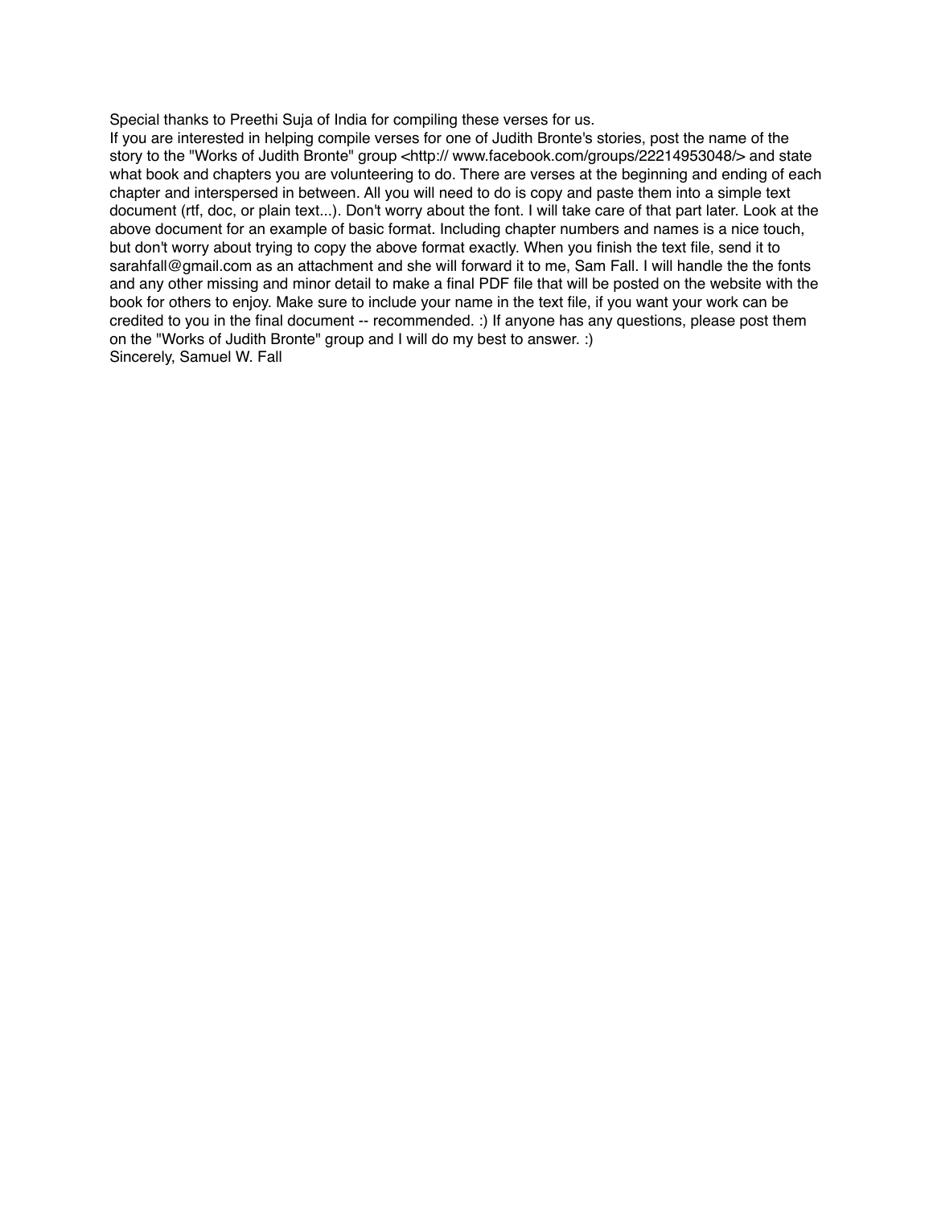Special thanks to Preethi Suja of India for compiling these verses for us.

If you are interested in helping compile verses for one of Judith Bronte's stories, post the name of the story to the "Works of Judith Bronte" group <http:// www.facebook.com/groups/22214953048/> and state what book and chapters you are volunteering to do. There are verses at the beginning and ending of each chapter and interspersed in between. All you will need to do is copy and paste them into a simple text document (rtf, doc, or plain text...). Don't worry about the font. I will take care of that part later. Look at the above document for an example of basic format. Including chapter numbers and names is a nice touch, but don't worry about trying to copy the above format exactly. When you finish the text file, send it to sarahfall@gmail.com as an attachment and she will forward it to me, Sam Fall. I will handle the the fonts and any other missing and minor detail to make a final PDF file that will be posted on the website with the book for others to enjoy. Make sure to include your name in the text file, if you want your work can be credited to you in the final document -- recommended. :) If anyone has any questions, please post them on the "Works of Judith Bronte" group and I will do my best to answer. :)

Sincerely, Samuel W. Fall